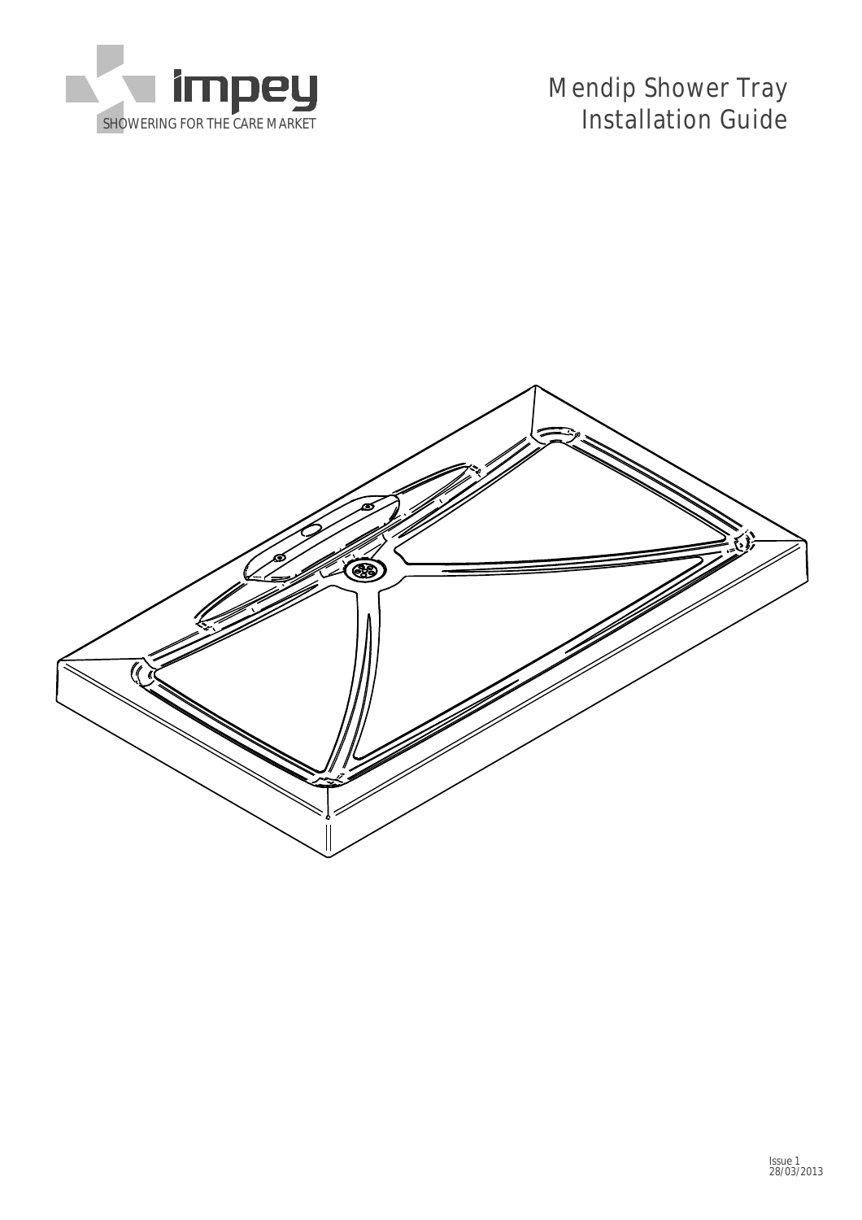impey

SHOWERING FOR THE CARE MARKET

# Mendip Shower Tray Installation Guide

Issue 1
28/03/2013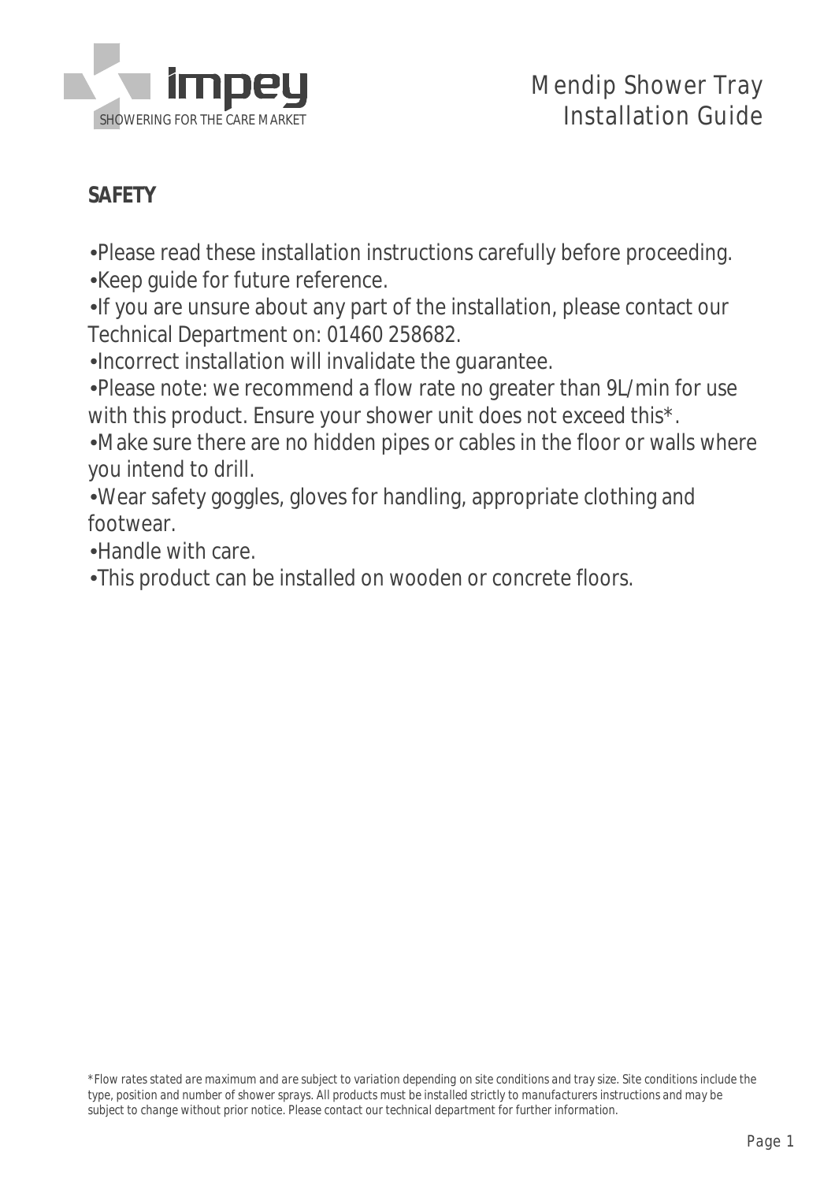# Mendip Shower Tray Installation Guide

## SAFETY

- Please read these installation instructions carefully before proceeding.
- Keep guide for future reference.
- If you are unsure about any part of the installation, please contact our Technical Department on: 01460 258682.
- Incorrect installation will invalidate the guarantee.
- Please note: we recommend a flow rate no greater than 9L/min for use with this product. Ensure your shower unit does not exceed this*.
- Make sure there are no hidden pipes or cables in the floor or walls where you intend to drill.
- Wear safety goggles, gloves for handling, appropriate clothing and footwear.
- Handle with care.
- This product can be installed on wooden or concrete floors.

*Flow rates stated are maximum and are subject to variation depending on site conditions and tray size. Site conditions include the type, position and number of shower sprays. All products must be installed strictly to manufacturers instructions and may be subject to change without prior notice. Please contact our technical department for further information.*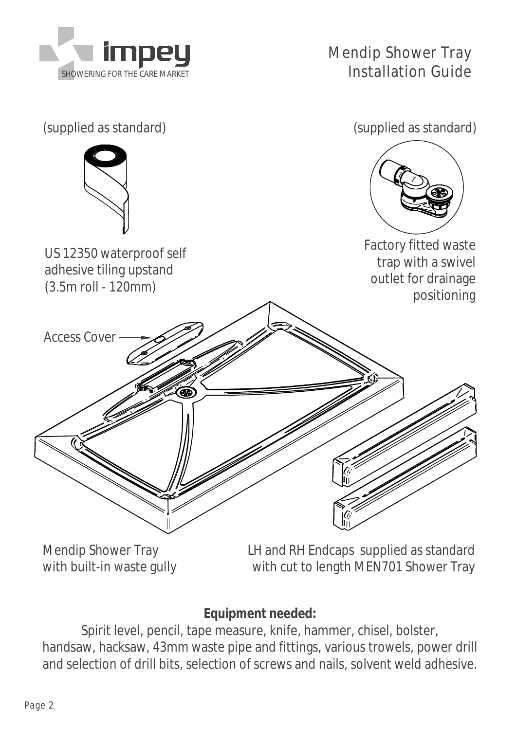# Mendip Shower Tray Installation Guide

(supplied as standard)

US 12350 waterproof self adhesive tiling upstand (3.5m roll - 120mm)

(supplied as standard)

Factory fitted waste trap with a swivel outlet for drainage positioning

Access Cover

Mendip Shower Tray with built-in waste gully

LH and RH Endcaps supplied as standard with cut to length MEN701 Shower Tray

**Equipment needed:**

Spirit level, pencil, tape measure, knife, hammer, chisel, bolster, handsaw, hacksaw, 43mm waste pipe and fittings, various trowels, power drill and selection of drill bits, selection of screws and nails, solvent weld adhesive.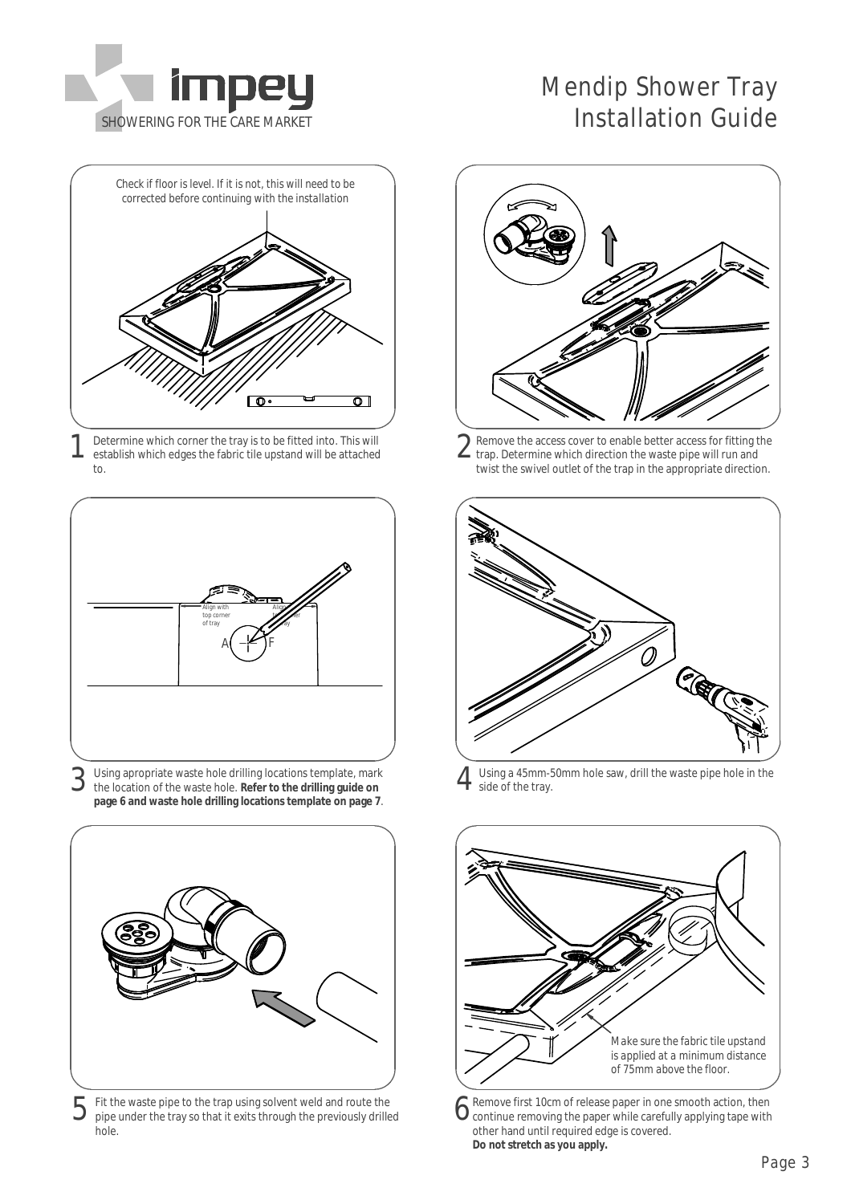# Mendip Shower Tray Installation Guide

Check if floor is level. If it is not, this will need to be corrected before continuing with the installation

1. Determine which corner the tray is to be fitted into. This will establish which edges the fabric tile upstand will be attached to.

2. Remove the access cover to enable better access for fitting the trap. Determine which direction the waste pipe will run and twist the swivel outlet of the trap in the appropriate direction.

3. Using apropriate waste hole drilling locations template, mark the location of the waste hole. **Refer to the drilling guide on page 6 and waste hole drilling locations template on page 7**.

4. Using a 45mm-50mm hole saw, drill the waste pipe hole in the side of the tray.

5. Fit the waste pipe to the trap using solvent weld and route the pipe under the tray so that it exits through the previously drilled hole.

Make sure the fabric tile upstand is applied at a minimum distance of 75mm above the floor.

6. Remove first 10cm of release paper in one smooth action, then continue removing the paper while carefully applying tape with other hand until required edge is covered. **Do not stretch as you apply.**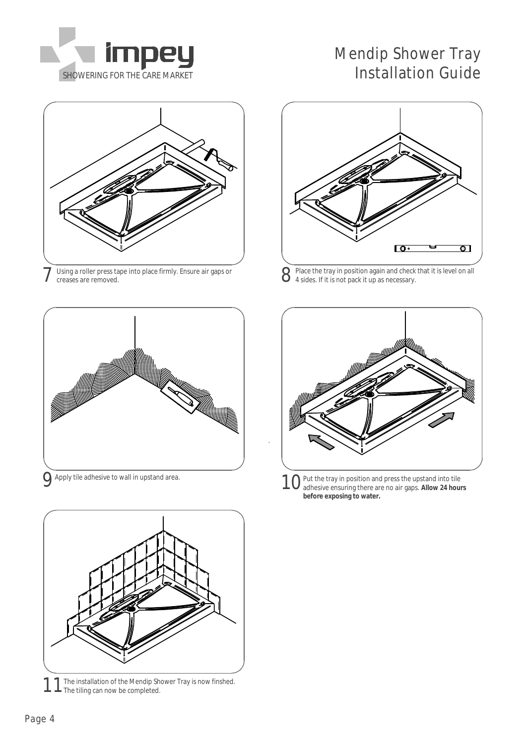7 Using a roller press tape into place firmly. Ensure air gaps or creases are removed.

8 Place the tray in position again and check that it is level on all 4 sides. If it is not pack it up as necessary.

9 Apply tile adhesive to wall in upstand area.

10 Put the tray in position and press the upstand into tile adhesive ensuring there are no air gaps. **Allow 24 hours before exposing to water.**

11 The installation of the Mendip Shower Tray is now finshed. The tiling can now be completed.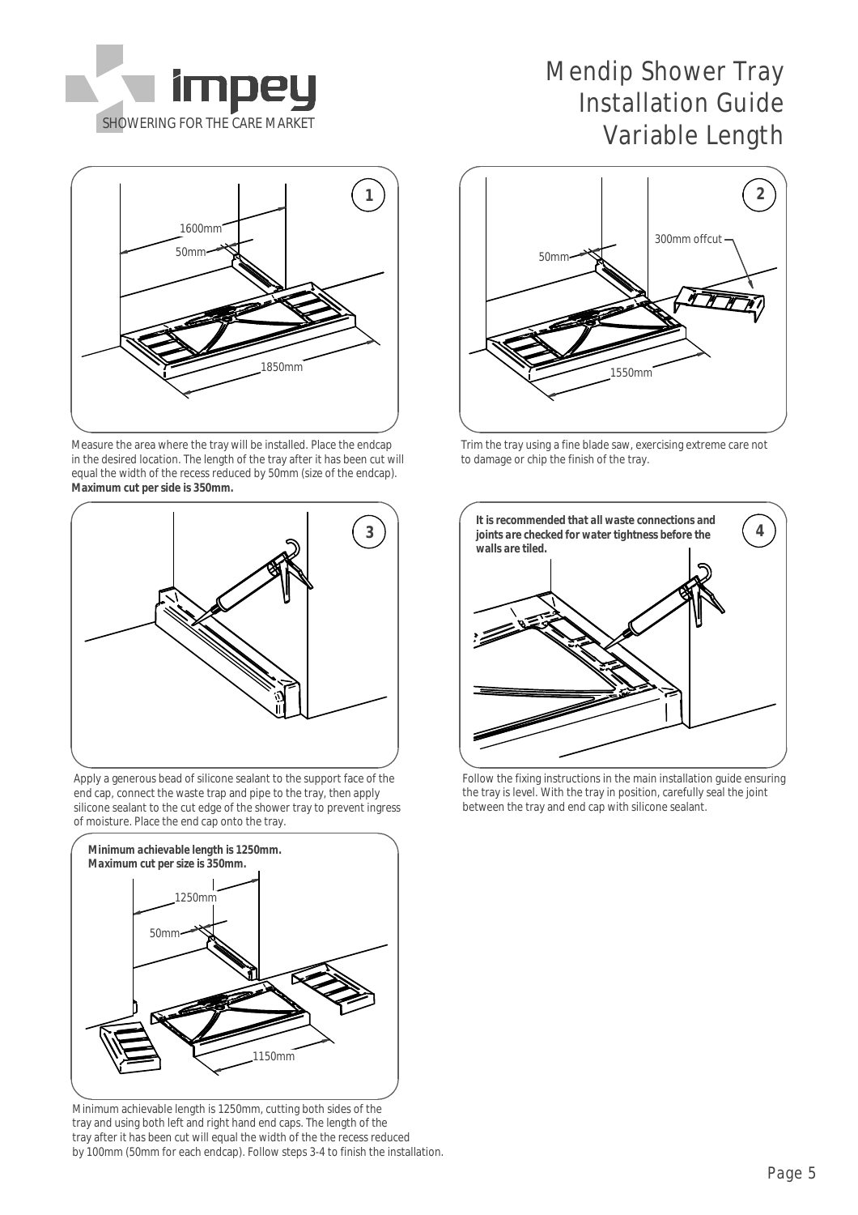# Mendip Shower Tray Installation Guide Variable Length

**1**

1600mm
50mm
1850mm

Measure the area where the tray will be installed. Place the endcap in the desired location. The length of the tray after it has been cut will equal the width of the recess reduced by 50mm (size of the endcap). **Maximum cut per side is 350mm.**

**2**

50mm
300mm offcut
1550mm

Trim the tray using a fine blade saw, exercising extreme care not to damage or chip the finish of the tray.

**3**

Apply a generous bead of silicone sealant to the support face of the end cap, connect the waste trap and pipe to the tray, then apply silicone sealant to the cut edge of the shower tray to prevent ingress of moisture. Place the end cap onto the tray.

**4**

**It is recommended that all waste connections and joints are checked for water tightness before the walls are tiled.**

Follow the fixing instructions in the main installation guide ensuring the tray is level. With the tray in position, carefully seal the joint between the tray and end cap with silicone sealant.

**Minimum achievable length is 1250mm.**
**Maximum cut per size is 350mm.**

1250mm
50mm
1150mm

Minimum achievable length is 1250mm, cutting both sides of the tray and using both left and right hand end caps. The length of the tray after it has been cut will equal the width of the the recess reduced by 100mm (50mm for each endcap). Follow steps 3-4 to finish the installation.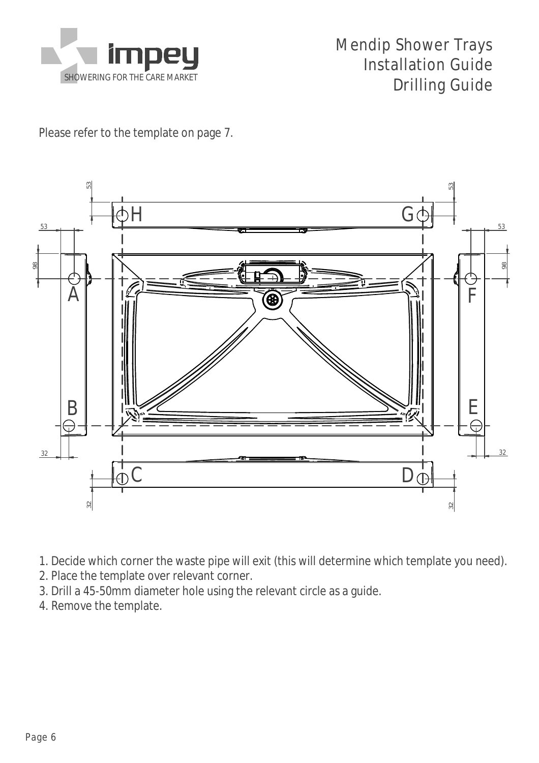# Mendip Shower Trays
## Installation Guide
## Drilling Guide

Please refer to the template on page 7.

1. Decide which corner the waste pipe will exit (this will determine which template you need).
2. Place the template over relevant corner.
3. Drill a 45-50mm diameter hole using the relevant circle as a guide.
4. Remove the template.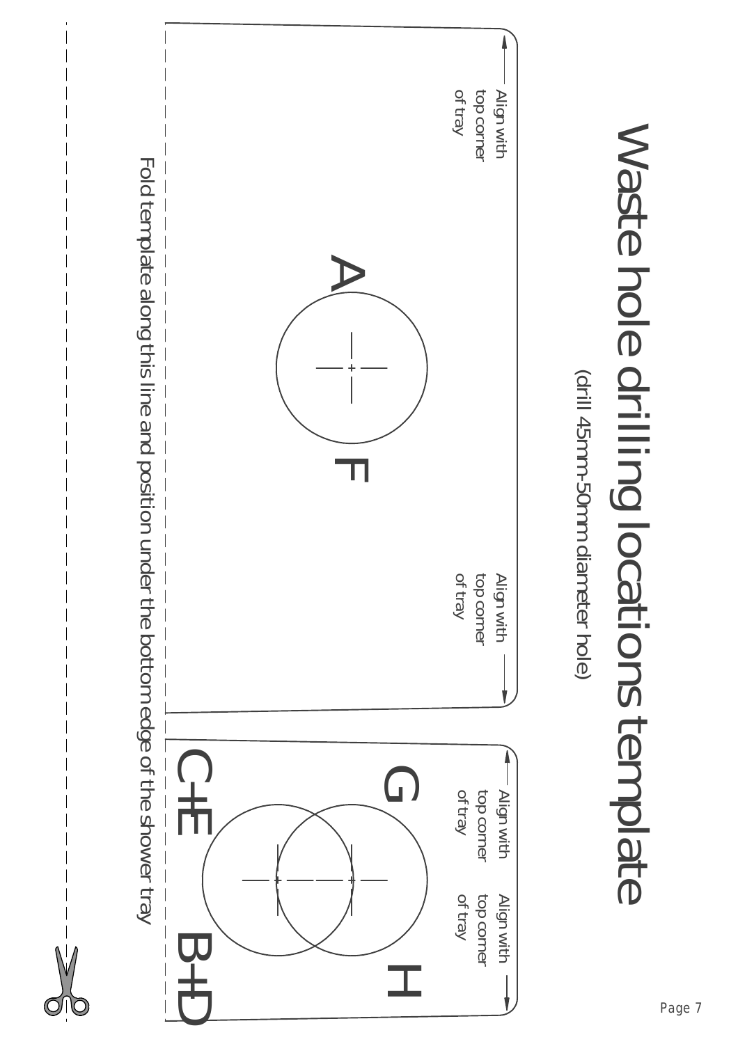# Waste hole drilling locations template

(drill 45mm-50mm diameter hole)

Align with top corner of tray

A

F

Align with top corner of tray

G

Align with top corner of tray

Align with top corner of tray

C+E

B+D

H

Fold template along this line and position under the bottom edge of the shower tray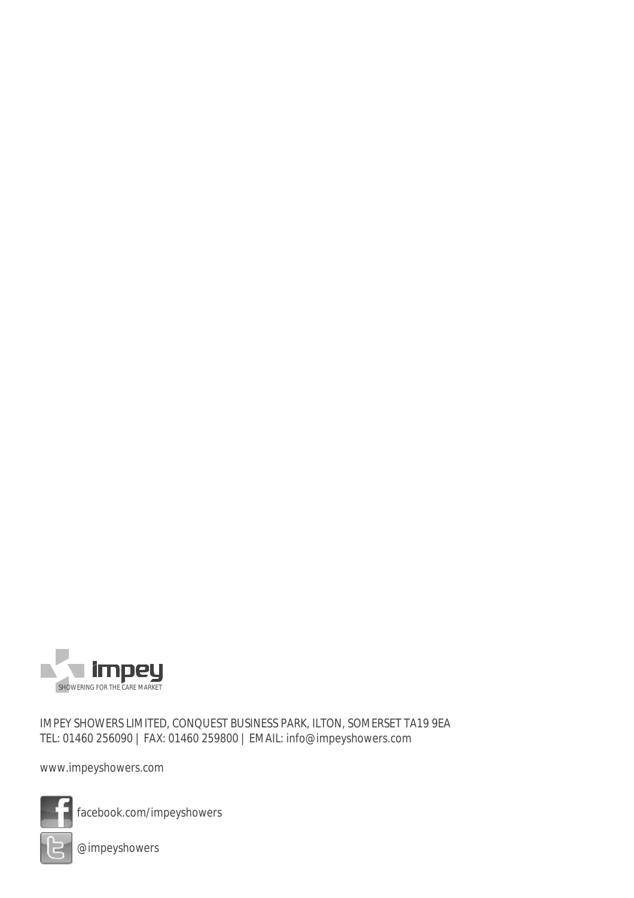impey

SHOWERING FOR THE CARE MARKET

IMPEY SHOWERS LIMITED, CONQUEST BUSINESS PARK, ILTON, SOMERSET TA19 9EA
TEL: 01460 256090 | FAX: 01460 259800 | EMAIL: info@impeyshowers.com

www.impeyshowers.com

facebook.com/impeyshowers

@impeyshowers